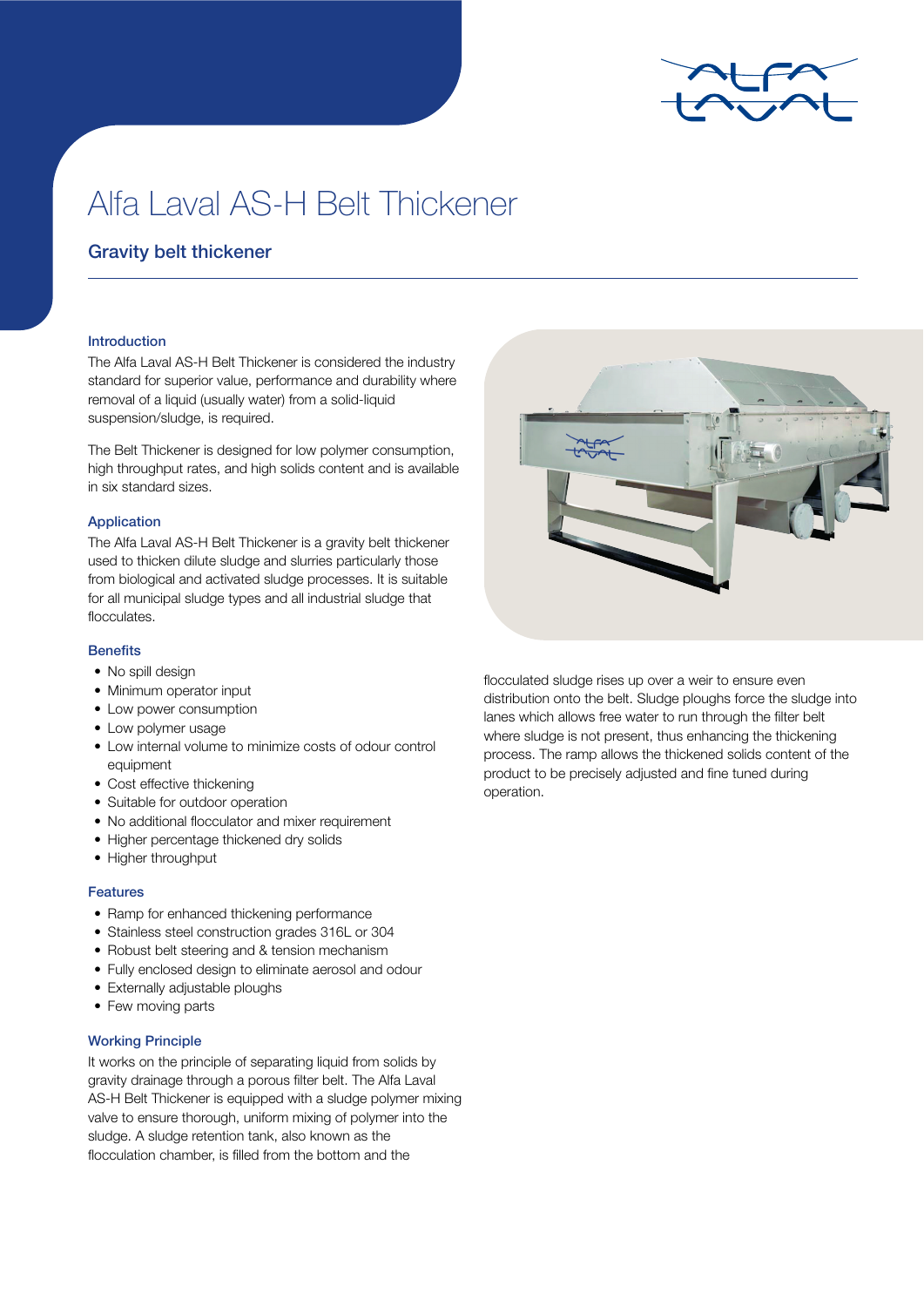# Alfa Laval AS-H Belt Thickener

## Gravity belt thickener

### Introduction

The Alfa Laval AS-H Belt Thickener is considered the industry standard for superior value, performance and durability where removal of a liquid (usually water) from a solid-liquid suspension/sludge, is required.

The Belt Thickener is designed for low polymer consumption, high throughput rates, and high solids content and is available in six standard sizes.

### Application

The Alfa Laval AS-H Belt Thickener is a gravity belt thickener used to thicken dilute sludge and slurries particularly those from biological and activated sludge processes. It is suitable for all municipal sludge types and all industrial sludge that flocculates.

### Benefits

- No spill design
- Minimum operator input
- Low power consumption
- Low polymer usage
- Low internal volume to minimize costs of odour control equipment
- Cost effective thickening
- Suitable for outdoor operation
- No additional flocculator and mixer requirement
- Higher percentage thickened dry solids
- Higher throughput

### Features

- Ramp for enhanced thickening performance
- Stainless steel construction grades 316L or 304
- Robust belt steering and & tension mechanism
- Fully enclosed design to eliminate aerosol and odour
- Externally adjustable ploughs
- Few moving parts

### Working Principle

It works on the principle of separating liquid from solids by gravity drainage through a porous filter belt. The Alfa Laval AS-H Belt Thickener is equipped with a sludge polymer mixing valve to ensure thorough, uniform mixing of polymer into the sludge. A sludge retention tank, also known as the flocculation chamber, is filled from the bottom and the flocculated sludge rises up over a weir to ensure even distribution onto the belt. Sludge ploughs force the sludge into lanes which allows free water to run through the filter belt where sludge is not present, thus enhancing the thickening process. The ramp allows the thickened solids content of the product to be precisely adjusted and fine tuned during operation.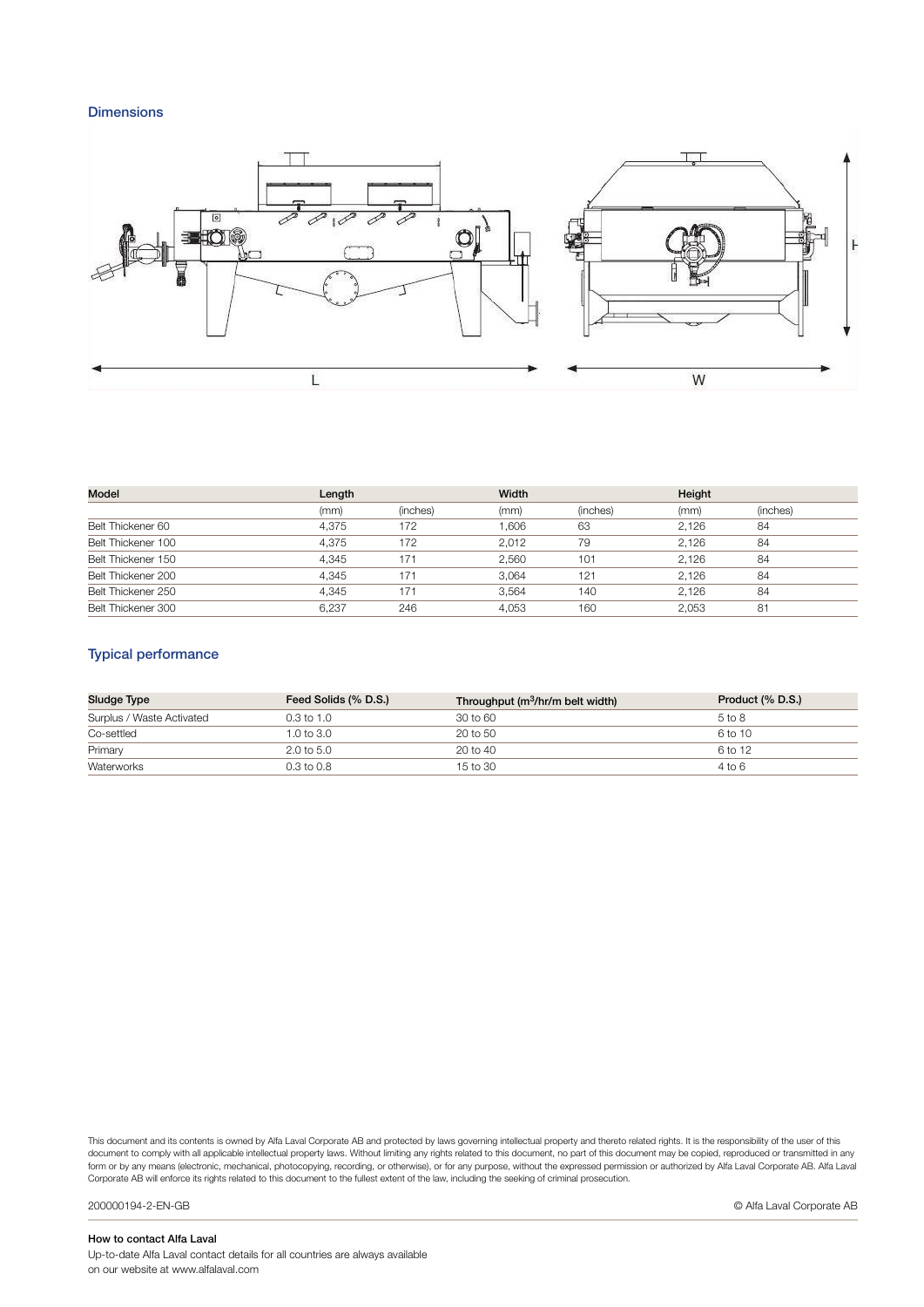## Dimensions

L

W

H

| Model | Length | | Width | | Height | |
|---|---|---|---|---|---|---|
| | (mm) | (inches) | (mm) | (inches) | (mm) | (inches) |
| Belt Thickener 60 | 4,375 | 172 | 1,606 | 63 | 2,126 | 84 |
| Belt Thickener 100 | 4,375 | 172 | 2,012 | 79 | 2,126 | 84 |
| Belt Thickener 150 | 4,345 | 171 | 2,560 | 101 | 2,126 | 84 |
| Belt Thickener 200 | 4,345 | 171 | 3,064 | 121 | 2,126 | 84 |
| Belt Thickener 250 | 4,345 | 171 | 3,564 | 140 | 2,126 | 84 |
| Belt Thickener 300 | 6,237 | 246 | 4,053 | 160 | 2,053 | 81 |

## Typical performance

| Sludge Type | Feed Solids (% D.S.) | Throughput ($m^3$/hr/m belt width) | Product (% D.S.) |
|---|---|---|---|
| Surplus / Waste Activated | 0.3 to 1.0 | 30 to 60 | 5 to 8 |
| Co-settled | 1.0 to 3.0 | 20 to 50 | 6 to 10 |
| Primary | 2.0 to 5.0 | 20 to 40 | 6 to 12 |
| Waterworks | 0.3 to 0.8 | 15 to 30 | 4 to 6 |

This document and its contents is owned by Alfa Laval Corporate AB and protected by laws governing intellectual property and thereto related rights. It is the responsibility of the user of this document to comply with all applicable intellectual property laws. Without limiting any rights related to this document, no part of this document may be copied, reproduced or transmitted in any form or by any means (electronic, mechanical, photocopying, recording, or otherwise), or for any purpose, without the expressed permission or authorized by Alfa Laval Corporate AB. Alfa Laval Corporate AB will enforce its rights related to this document to the fullest extent of the law, including the seeking of criminal prosecution.

200000194-2-EN-GB

© Alfa Laval Corporate AB

**How to contact Alfa Laval**

Up-to-date Alfa Laval contact details for all countries are always available on our website at www.alfalaval.com